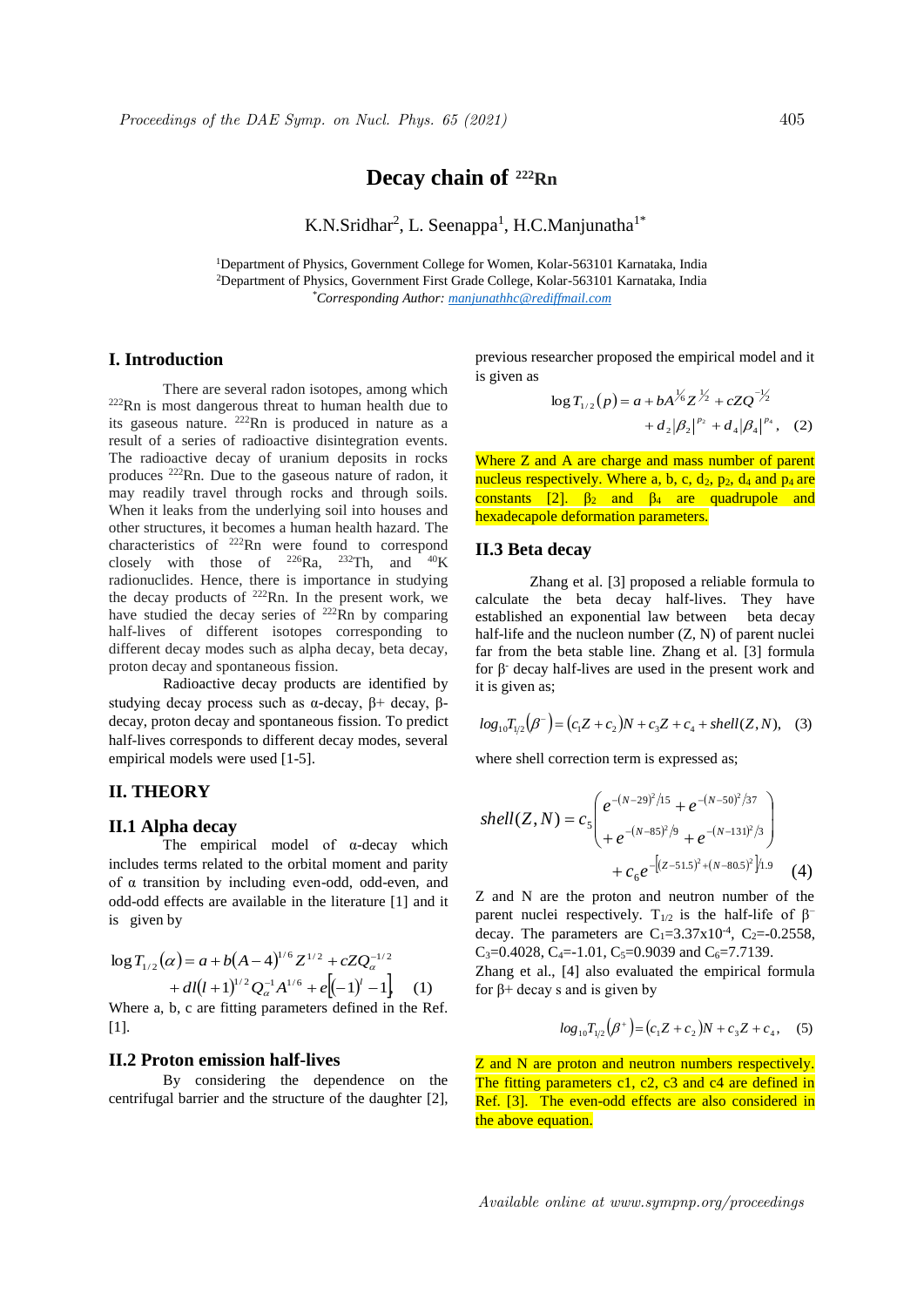# Decay chain of $^{222}$Rn

K.N.Sridhar[2], L. Seenappa[1], H.C.Manjunatha[1*]

[1]Department of Physics, Government College for Women, Kolar-563101 Karnataka, India
[2]Department of Physics, Government First Grade College, Kolar-563101 Karnataka, India
*Corresponding Author: manjunathhc@rediffmail.com

## I. Introduction

There are several radon isotopes, among which $^{222}$Rn is most dangerous threat to human health due to its gaseous nature. $^{222}$Rn is produced in nature as a result of a series of radioactive disintegration events. The radioactive decay of uranium deposits in rocks produces $^{222}$Rn. Due to the gaseous nature of radon, it may readily travel through rocks and through soils. When it leaks from the underlying soil into houses and other structures, it becomes a human health hazard. The characteristics of $^{222}$Rn were found to correspond closely with those of $^{226}$Ra, $^{232}$Th, and $^{40}$K radionuclides. Hence, there is importance in studying the decay products of $^{222}$Rn. In the present work, we have studied the decay series of $^{222}$Rn by comparing half-lives of different isotopes corresponding to different decay modes such as alpha decay, beta decay, proton decay and spontaneous fission.

Radioactive decay products are identified by studying decay process such as α-decay, β+ decay, β- decay, proton decay and spontaneous fission. To predict half-lives corresponds to different decay modes, several empirical models were used [1-5].

## II. THEORY

### II.1 Alpha decay

The empirical model of α-decay which includes terms related to the orbital moment and parity of α transition by including even-odd, odd-even, and odd-odd effects are available in the literature [1] and it is given by

$$\log T_{1/2}(\alpha) = a + b(A-4)^{1/6} Z^{1/2} + cZQ_{\alpha}^{-1/2} + dl(l+1)^{1/2} Q_{\alpha}^{-1} A^{1/6} + e\left[(-1)^{l} - 1\right] \quad (1)$$

Where a, b, c are fitting parameters defined in the Ref. [1].

### II.2 Proton emission half-lives

By considering the dependence on the centrifugal barrier and the structure of the daughter [2], previous researcher proposed the empirical model and it is given as

$$\log T_{1/2}(p) = a + bA^{1/6} Z^{1/2} + cZQ^{-1/2} + d_2|\beta_2|^{p_2} + d_4|\beta_4|^{p_4}, \quad (2)$$

Where Z and A are charge and mass number of parent nucleus respectively. Where a, b, c, $d_2$, $p_2$, $d_4$ and $p_4$ are constants [2]. $\beta_2$ and $\beta_4$ are quadrupole and hexadecapole deformation parameters.

### II.3 Beta decay

Zhang et al. [3] proposed a reliable formula to calculate the beta decay half-lives. They have established an exponential law between beta decay half-life and the nucleon number (Z, N) of parent nuclei far from the beta stable line. Zhang et al. [3] formula for $\beta^-$ decay half-lives are used in the present work and it is given as;

$$log_{10} T_{1/2}(\beta^-) = (c_1 Z + c_2)N + c_3 Z + c_4 + shell(Z,N), \quad (3)$$

where shell correction term is expressed as;

$$shell(Z,N) = c_5\left(\begin{array}{l} e^{-(N-29)^2/15} + e^{-(N-50)^2/37} \\ + e^{-(N-85)^2/9} + e^{-(N-131)^2/3} \end{array}\right) + c_6 e^{-\left[(Z-51.5)^2 + (N-80.5)^2\right]/1.9} \quad (4)$$

Z and N are the proton and neutron number of the parent nuclei respectively. $T_{1/2}$ is the half-life of $\beta^-$ decay. The parameters are $C_1$=3.37x$10^{-4}$, $C_2$=-0.2558, $C_3$=0.4028, $C_4$=-1.01, $C_5$=0.9039 and $C_6$=7.7139.

Zhang et al., [4] also evaluated the empirical formula for β+ decay s and is given by

$$log_{10} T_{1/2}(\beta^+) = (c_1 Z + c_2)N + c_3 Z + c_4, \quad (5)$$

Z and N are proton and neutron numbers respectively. The fitting parameters c1, c2, c3 and c4 are defined in Ref. [3]. The even-odd effects are also considered in the above equation.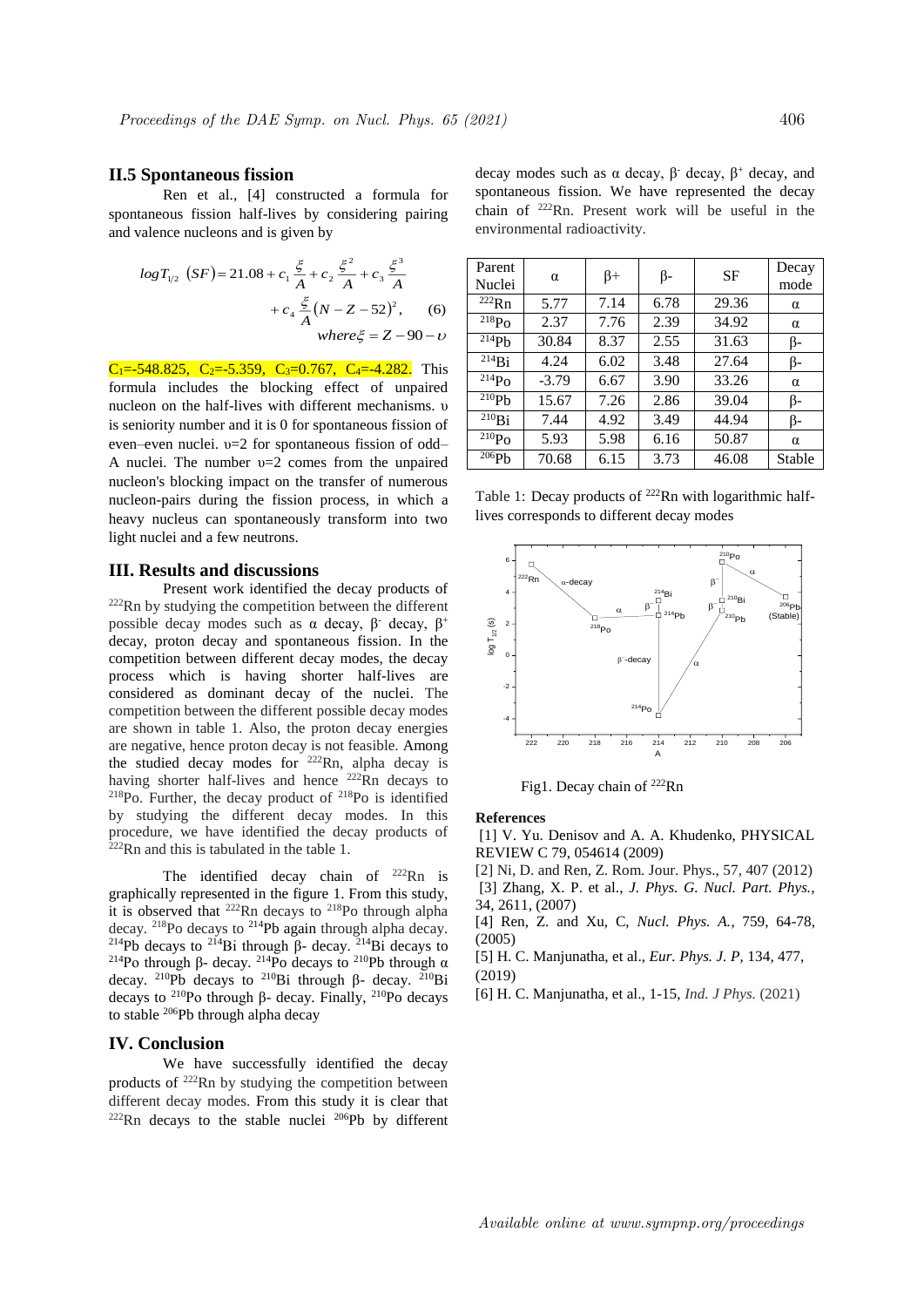## II.5 Spontaneous fission

Ren et al., [4] constructed a formula for spontaneous fission half-lives by considering pairing and valence nucleons and is given by

$$logT_{1/2}\ (SF) = 21.08 + c_1 \frac{\xi}{A} + c_2 \frac{\xi^2}{A} + c_3 \frac{\xi^3}{A} + c_4 \frac{\xi}{A}(N - Z - 52)^2, \quad (6)$$
$$where\ \xi = Z - 90 - \upsilon$$

$C_1$=-548.825, $C_2$=-5.359, $C_3$=0.767, $C_4$=-4.282. This formula includes the blocking effect of unpaired nucleon on the half-lives with different mechanisms. υ is seniority number and it is 0 for spontaneous fission of even–even nuclei. υ=2 for spontaneous fission of odd–A nuclei. The number υ=2 comes from the unpaired nucleon's blocking impact on the transfer of numerous nucleon-pairs during the fission process, in which a heavy nucleus can spontaneously transform into two light nuclei and a few neutrons.

## III. Results and discussions

Present work identified the decay products of $^{222}$Rn by studying the competition between the different possible decay modes such as α decay, $\beta^-$ decay, $\beta^+$ decay, proton decay and spontaneous fission. In the competition between different decay modes, the decay process which is having shorter half-lives are considered as dominant decay of the nuclei. The competition between the different possible decay modes are shown in table 1. Also, the proton decay energies are negative, hence proton decay is not feasible. Among the studied decay modes for $^{222}$Rn, alpha decay is having shorter half-lives and hence $^{222}$Rn decays to $^{218}$Po. Further, the decay product of $^{218}$Po is identified by studying the different decay modes. In this procedure, we have identified the decay products of $^{222}$Rn and this is tabulated in the table 1.

The identified decay chain of $^{222}$Rn is graphically represented in the figure 1. From this study, it is observed that $^{222}$Rn decays to $^{218}$Po through alpha decay. $^{218}$Po decays to $^{214}$Pb again through alpha decay. $^{214}$Pb decays to $^{214}$Bi through β- decay. $^{214}$Bi decays to $^{214}$Po through β- decay. $^{214}$Po decays to $^{210}$Pb through α decay. $^{210}$Pb decays to $^{210}$Bi through β- decay. $^{210}$Bi decays to $^{210}$Po through β- decay. Finally, $^{210}$Po decays to stable $^{206}$Pb through alpha decay

## IV. Conclusion

We have successfully identified the decay products of $^{222}$Rn by studying the competition between different decay modes. From this study it is clear that $^{222}$Rn decays to the stable nuclei $^{206}$Pb by different decay modes such as α decay, $\beta^-$ decay, $\beta^+$ decay, and spontaneous fission. We have represented the decay chain of $^{222}$Rn. Present work will be useful in the environmental radioactivity.

| Parent Nuclei | α | β+ | β- | SF | Decay mode |
|---|---|---|---|---|---|
| $^{222}$Rn | 5.77 | 7.14 | 6.78 | 29.36 | α |
| $^{218}$Po | 2.37 | 7.76 | 2.39 | 34.92 | α |
| $^{214}$Pb | 30.84 | 8.37 | 2.55 | 31.63 | β- |
| $^{214}$Bi | 4.24 | 6.02 | 3.48 | 27.64 | β- |
| $^{214}$Po | -3.79 | 6.67 | 3.90 | 33.26 | α |
| $^{210}$Pb | 15.67 | 7.26 | 2.86 | 39.04 | β- |
| $^{210}$Bi | 7.44 | 4.92 | 3.49 | 44.94 | β- |
| $^{210}$Po | 5.93 | 5.98 | 6.16 | 50.87 | α |
| $^{206}$Pb | 70.68 | 6.15 | 3.73 | 46.08 | Stable |

Table 1: Decay products of $^{222}$Rn with logarithmic half-lives corresponds to different decay modes

$^{222}$Rn
α-decay
$^{218}$Po
α
$\beta^-$
$^{214}$Bi
$^{214}$Pb
$\beta^-$-decay
$^{214}$Po
α
$^{210}$Po
$\beta^-$
$^{210}$Bi
$\beta^-$
$^{210}$Pb
α
$^{206}$Pb
(Stable)
log $T_{1/2}$ (s)
6
4
2
0
-2
-4
222 220 218 216 214 212 210 208 206
A

Fig1. Decay chain of $^{222}$Rn

## References

[1] V. Yu. Denisov and A. A. Khudenko, PHYSICAL REVIEW C 79, 054614 (2009)

[2] Ni, D. and Ren, Z. Rom. Jour. Phys., 57, 407 (2012)

[3] Zhang, X. P. et al., *J. Phys. G. Nucl. Part. Phys.*, 34, 2611, (2007)

[4] Ren, Z. and Xu, C, *Nucl. Phys. A.*, 759, 64-78, (2005)

[5] H. C. Manjunatha, et al., *Eur. Phys. J. P*, 134, 477, (2019)

[6] H. C. Manjunatha, et al., 1-15, *Ind. J Phys.* (2021)